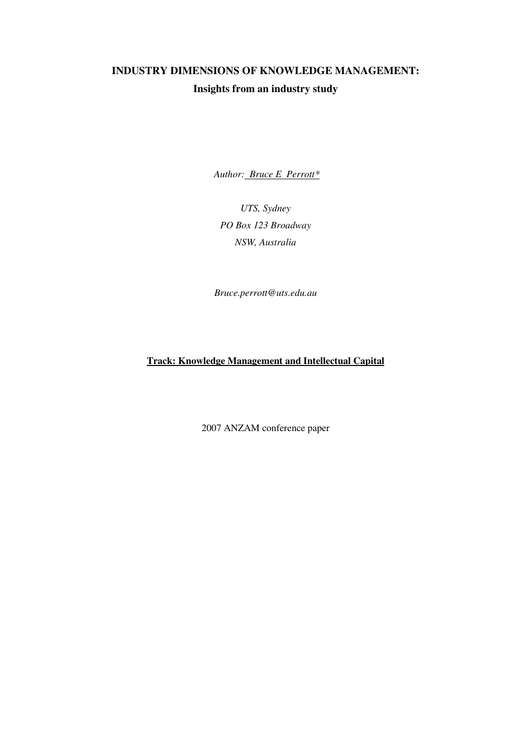# INDUSTRY DIMENSIONS OF KNOWLEDGE MANAGEMENT:

## Insights from an industry study

*Author: Bruce E Perrott**

*UTS, Sydney*
*PO Box 123 Broadway*
*NSW, Australia*

*Bruce.perrott@uts.edu.au*

**Track: Knowledge Management and Intellectual Capital**

2007 ANZAM conference paper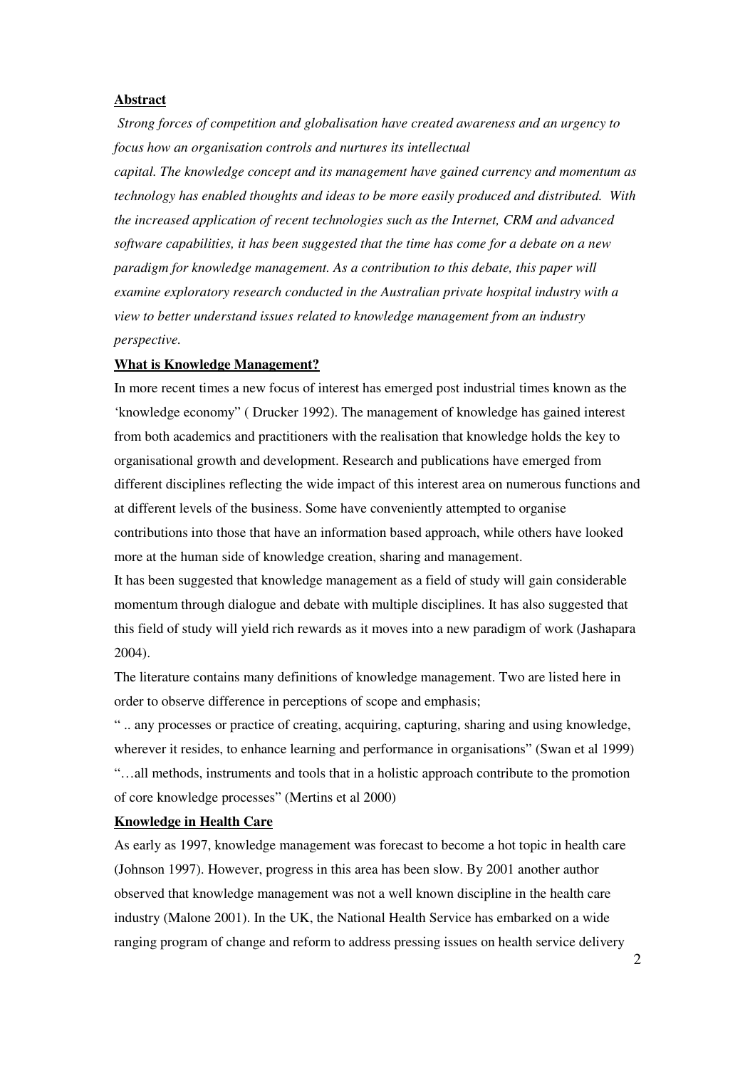**Abstract**

*Strong forces of competition and globalisation have created awareness and an urgency to focus how an organisation controls and nurtures its intellectual capital. The knowledge concept and its management have gained currency and momentum as technology has enabled thoughts and ideas to be more easily produced and distributed. With the increased application of recent technologies such as the Internet, CRM and advanced software capabilities, it has been suggested that the time has come for a debate on a new paradigm for knowledge management. As a contribution to this debate, this paper will examine exploratory research conducted in the Australian private hospital industry with a view to better understand issues related to knowledge management from an industry perspective.*

**What is Knowledge Management?**

In more recent times a new focus of interest has emerged post industrial times known as the 'knowledge economy" ( Drucker 1992). The management of knowledge has gained interest from both academics and practitioners with the realisation that knowledge holds the key to organisational growth and development. Research and publications have emerged from different disciplines reflecting the wide impact of this interest area on numerous functions and at different levels of the business. Some have conveniently attempted to organise contributions into those that have an information based approach, while others have looked more at the human side of knowledge creation, sharing and management.

It has been suggested that knowledge management as a field of study will gain considerable momentum through dialogue and debate with multiple disciplines. It has also suggested that this field of study will yield rich rewards as it moves into a new paradigm of work (Jashapara 2004).

The literature contains many definitions of knowledge management. Two are listed here in order to observe difference in perceptions of scope and emphasis;

" .. any processes or practice of creating, acquiring, capturing, sharing and using knowledge, wherever it resides, to enhance learning and performance in organisations" (Swan et al 1999)

"…all methods, instruments and tools that in a holistic approach contribute to the promotion of core knowledge processes" (Mertins et al 2000)

**Knowledge in Health Care**

As early as 1997, knowledge management was forecast to become a hot topic in health care (Johnson 1997). However, progress in this area has been slow. By 2001 another author observed that knowledge management was not a well known discipline in the health care industry (Malone 2001). In the UK, the National Health Service has embarked on a wide ranging program of change and reform to address pressing issues on health service delivery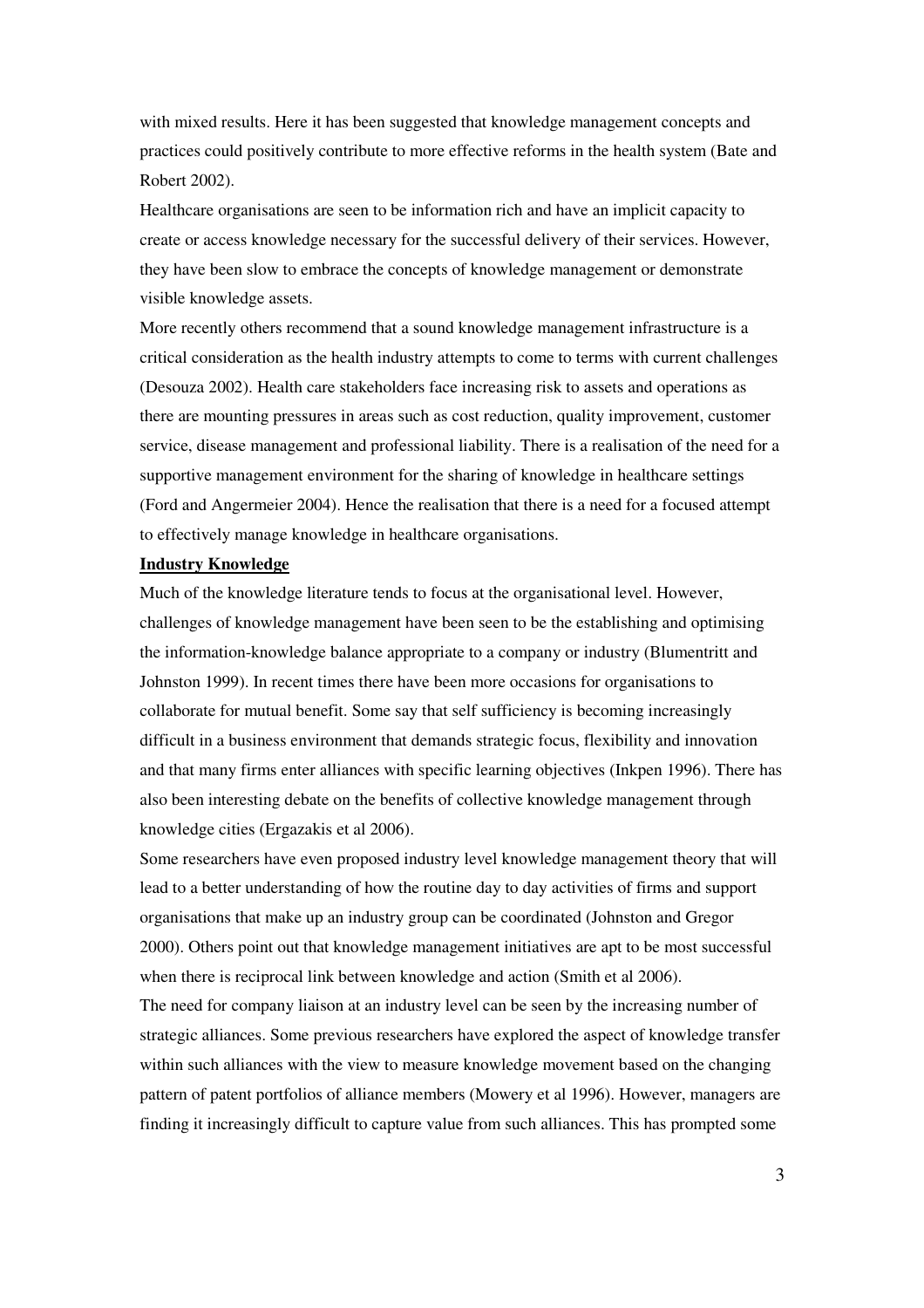with mixed results. Here it has been suggested that knowledge management concepts and practices could positively contribute to more effective reforms in the health system (Bate and Robert 2002).

Healthcare organisations are seen to be information rich and have an implicit capacity to create or access knowledge necessary for the successful delivery of their services. However, they have been slow to embrace the concepts of knowledge management or demonstrate visible knowledge assets.

More recently others recommend that a sound knowledge management infrastructure is a critical consideration as the health industry attempts to come to terms with current challenges (Desouza 2002). Health care stakeholders face increasing risk to assets and operations as there are mounting pressures in areas such as cost reduction, quality improvement, customer service, disease management and professional liability. There is a realisation of the need for a supportive management environment for the sharing of knowledge in healthcare settings (Ford and Angermeier 2004). Hence the realisation that there is a need for a focused attempt to effectively manage knowledge in healthcare organisations.

**Industry Knowledge**

Much of the knowledge literature tends to focus at the organisational level. However, challenges of knowledge management have been seen to be the establishing and optimising the information-knowledge balance appropriate to a company or industry (Blumentritt and Johnston 1999). In recent times there have been more occasions for organisations to collaborate for mutual benefit. Some say that self sufficiency is becoming increasingly difficult in a business environment that demands strategic focus, flexibility and innovation and that many firms enter alliances with specific learning objectives (Inkpen 1996). There has also been interesting debate on the benefits of collective knowledge management through knowledge cities (Ergazakis et al 2006).

Some researchers have even proposed industry level knowledge management theory that will lead to a better understanding of how the routine day to day activities of firms and support organisations that make up an industry group can be coordinated (Johnston and Gregor 2000). Others point out that knowledge management initiatives are apt to be most successful when there is reciprocal link between knowledge and action (Smith et al 2006).

The need for company liaison at an industry level can be seen by the increasing number of strategic alliances. Some previous researchers have explored the aspect of knowledge transfer within such alliances with the view to measure knowledge movement based on the changing pattern of patent portfolios of alliance members (Mowery et al 1996). However, managers are finding it increasingly difficult to capture value from such alliances. This has prompted some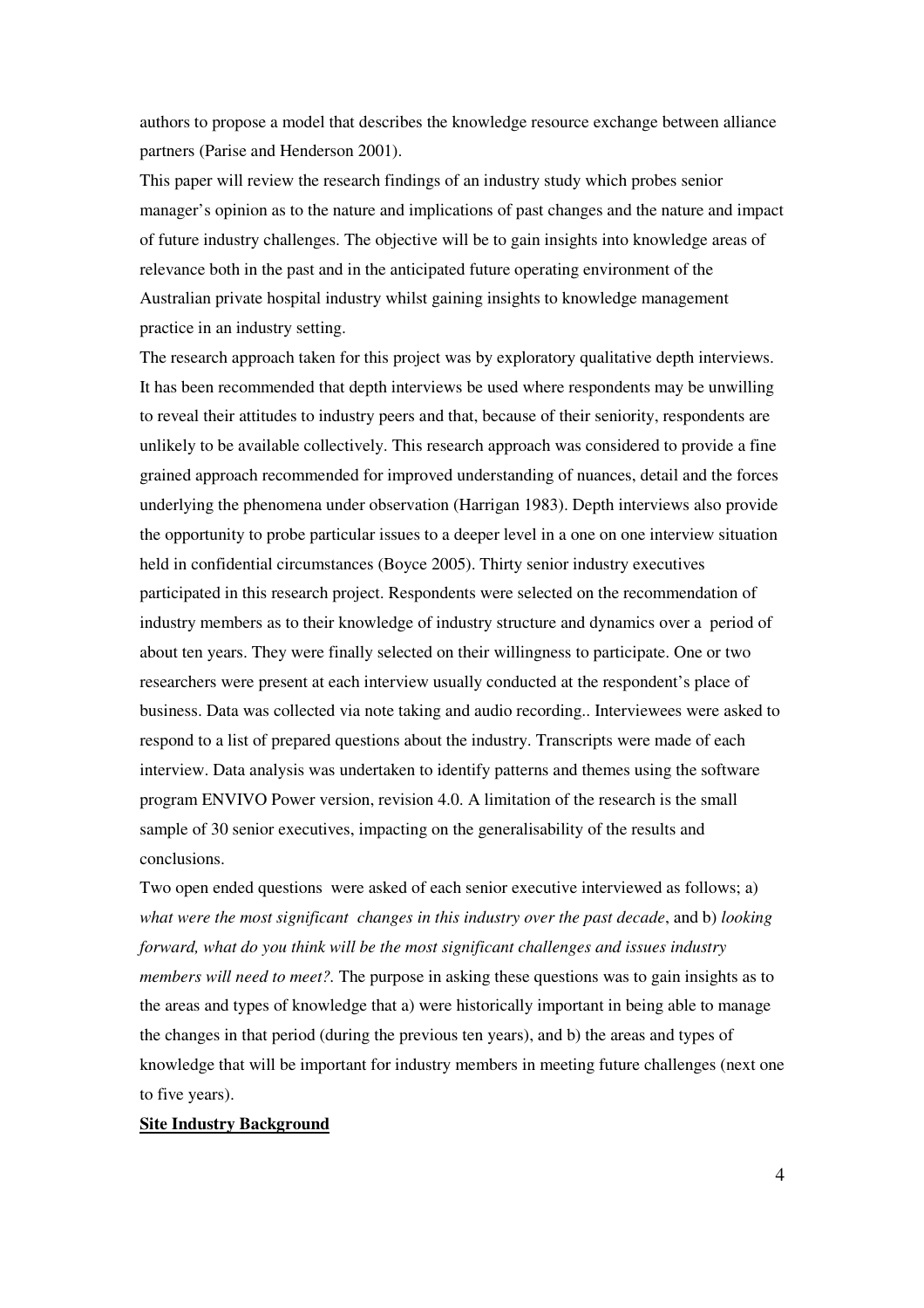authors to propose a model that describes the knowledge resource exchange between alliance partners (Parise and Henderson 2001).

This paper will review the research findings of an industry study which probes senior manager's opinion as to the nature and implications of past changes and the nature and impact of future industry challenges. The objective will be to gain insights into knowledge areas of relevance both in the past and in the anticipated future operating environment of the Australian private hospital industry whilst gaining insights to knowledge management practice in an industry setting.

The research approach taken for this project was by exploratory qualitative depth interviews. It has been recommended that depth interviews be used where respondents may be unwilling to reveal their attitudes to industry peers and that, because of their seniority, respondents are unlikely to be available collectively. This research approach was considered to provide a fine grained approach recommended for improved understanding of nuances, detail and the forces underlying the phenomena under observation (Harrigan 1983). Depth interviews also provide the opportunity to probe particular issues to a deeper level in a one on one interview situation held in confidential circumstances (Boyce 2005). Thirty senior industry executives participated in this research project. Respondents were selected on the recommendation of industry members as to their knowledge of industry structure and dynamics over a period of about ten years. They were finally selected on their willingness to participate. One or two researchers were present at each interview usually conducted at the respondent's place of business. Data was collected via note taking and audio recording.. Interviewees were asked to respond to a list of prepared questions about the industry. Transcripts were made of each interview. Data analysis was undertaken to identify patterns and themes using the software program ENVIVO Power version, revision 4.0. A limitation of the research is the small sample of 30 senior executives, impacting on the generalisability of the results and conclusions.

Two open ended questions were asked of each senior executive interviewed as follows; a) *what were the most significant changes in this industry over the past decade*, and b) *looking forward, what do you think will be the most significant challenges and issues industry members will need to meet?*. The purpose in asking these questions was to gain insights as to the areas and types of knowledge that a) were historically important in being able to manage the changes in that period (during the previous ten years), and b) the areas and types of knowledge that will be important for industry members in meeting future challenges (next one to five years).

**Site Industry Background**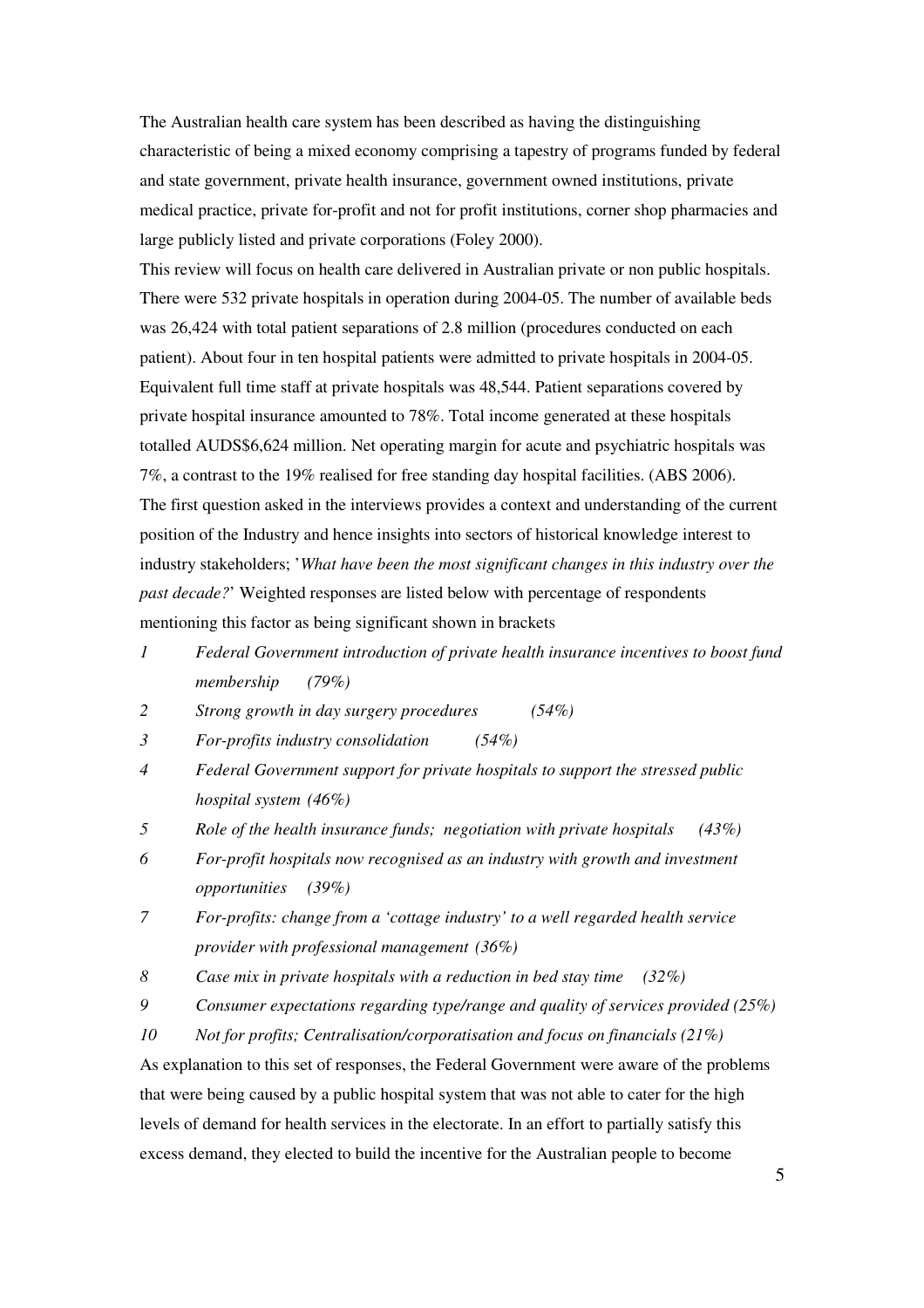The Australian health care system has been described as having the distinguishing characteristic of being a mixed economy comprising a tapestry of programs funded by federal and state government, private health insurance, government owned institutions, private medical practice, private for-profit and not for profit institutions, corner shop pharmacies and large publicly listed and private corporations (Foley 2000).

This review will focus on health care delivered in Australian private or non public hospitals. There were 532 private hospitals in operation during 2004-05. The number of available beds was 26,424 with total patient separations of 2.8 million (procedures conducted on each patient). About four in ten hospital patients were admitted to private hospitals in 2004-05. Equivalent full time staff at private hospitals was 48,544. Patient separations covered by private hospital insurance amounted to 78%. Total income generated at these hospitals totalled AUDS$6,624 million. Net operating margin for acute and psychiatric hospitals was 7%, a contrast to the 19% realised for free standing day hospital facilities. (ABS 2006).

The first question asked in the interviews provides a context and understanding of the current position of the Industry and hence insights into sectors of historical knowledge interest to industry stakeholders; '*What have been the most significant changes in this industry over the past decade?*' Weighted responses are listed below with percentage of respondents mentioning this factor as being significant shown in brackets

1. *Federal Government introduction of private health insurance incentives to boost fund membership (79%)*
2. *Strong growth in day surgery procedures (54%)*
3. *For-profits industry consolidation (54%)*
4. *Federal Government support for private hospitals to support the stressed public hospital system (46%)*
5. *Role of the health insurance funds; negotiation with private hospitals (43%)*
6. *For-profit hospitals now recognised as an industry with growth and investment opportunities (39%)*
7. *For-profits: change from a 'cottage industry' to a well regarded health service provider with professional management (36%)*
8. *Case mix in private hospitals with a reduction in bed stay time (32%)*
9. *Consumer expectations regarding type/range and quality of services provided (25%)*
10. *Not for profits; Centralisation/corporatisation and focus on financials (21%)*

As explanation to this set of responses, the Federal Government were aware of the problems that were being caused by a public hospital system that was not able to cater for the high levels of demand for health services in the electorate. In an effort to partially satisfy this excess demand, they elected to build the incentive for the Australian people to become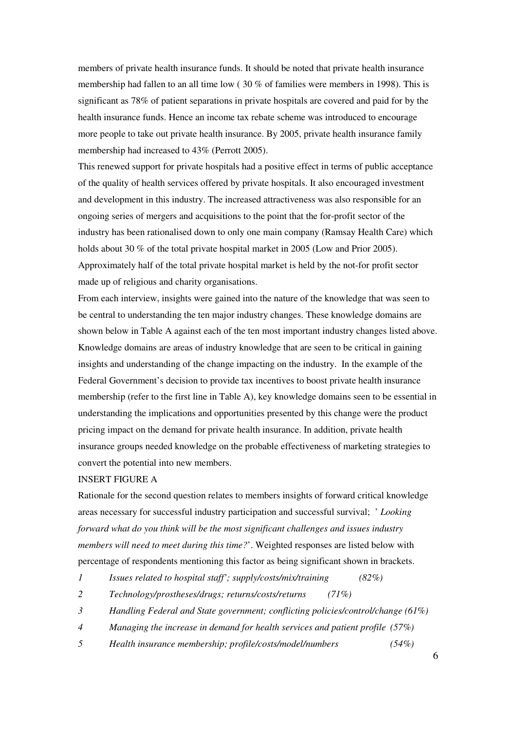members of private health insurance funds. It should be noted that private health insurance membership had fallen to an all time low ( 30 % of families were members in 1998). This is significant as 78% of patient separations in private hospitals are covered and paid for by the health insurance funds. Hence an income tax rebate scheme was introduced to encourage more people to take out private health insurance. By 2005, private health insurance family membership had increased to 43% (Perrott 2005).

This renewed support for private hospitals had a positive effect in terms of public acceptance of the quality of health services offered by private hospitals. It also encouraged investment and development in this industry. The increased attractiveness was also responsible for an ongoing series of mergers and acquisitions to the point that the for-profit sector of the industry has been rationalised down to only one main company (Ramsay Health Care) which holds about 30 % of the total private hospital market in 2005 (Low and Prior 2005). Approximately half of the total private hospital market is held by the not-for profit sector made up of religious and charity organisations.

From each interview, insights were gained into the nature of the knowledge that was seen to be central to understanding the ten major industry changes. These knowledge domains are shown below in Table A against each of the ten most important industry changes listed above. Knowledge domains are areas of industry knowledge that are seen to be critical in gaining insights and understanding of the change impacting on the industry. In the example of the Federal Government's decision to provide tax incentives to boost private health insurance membership (refer to the first line in Table A), key knowledge domains seen to be essential in understanding the implications and opportunities presented by this change were the product pricing impact on the demand for private health insurance. In addition, private health insurance groups needed knowledge on the probable effectiveness of marketing strategies to convert the potential into new members.

INSERT FIGURE A

Rationale for the second question relates to members insights of forward critical knowledge areas necessary for successful industry participation and successful survival; '*Looking forward what do you think will be the most significant challenges and issues industry members will need to meet during this time?*'. Weighted responses are listed below with percentage of respondents mentioning this factor as being significant shown in brackets.

*1 Issues related to hospital staff'; supply/costs/mix/training (82%)*

*2 Technology/prostheses/drugs; returns/costs/returns (71%)*

*3 Handling Federal and State government; conflicting policies/control/change (61%)*

*4 Managing the increase in demand for health services and patient profile (57%)*

*5 Health insurance membership; profile/costs/model/numbers (54%)*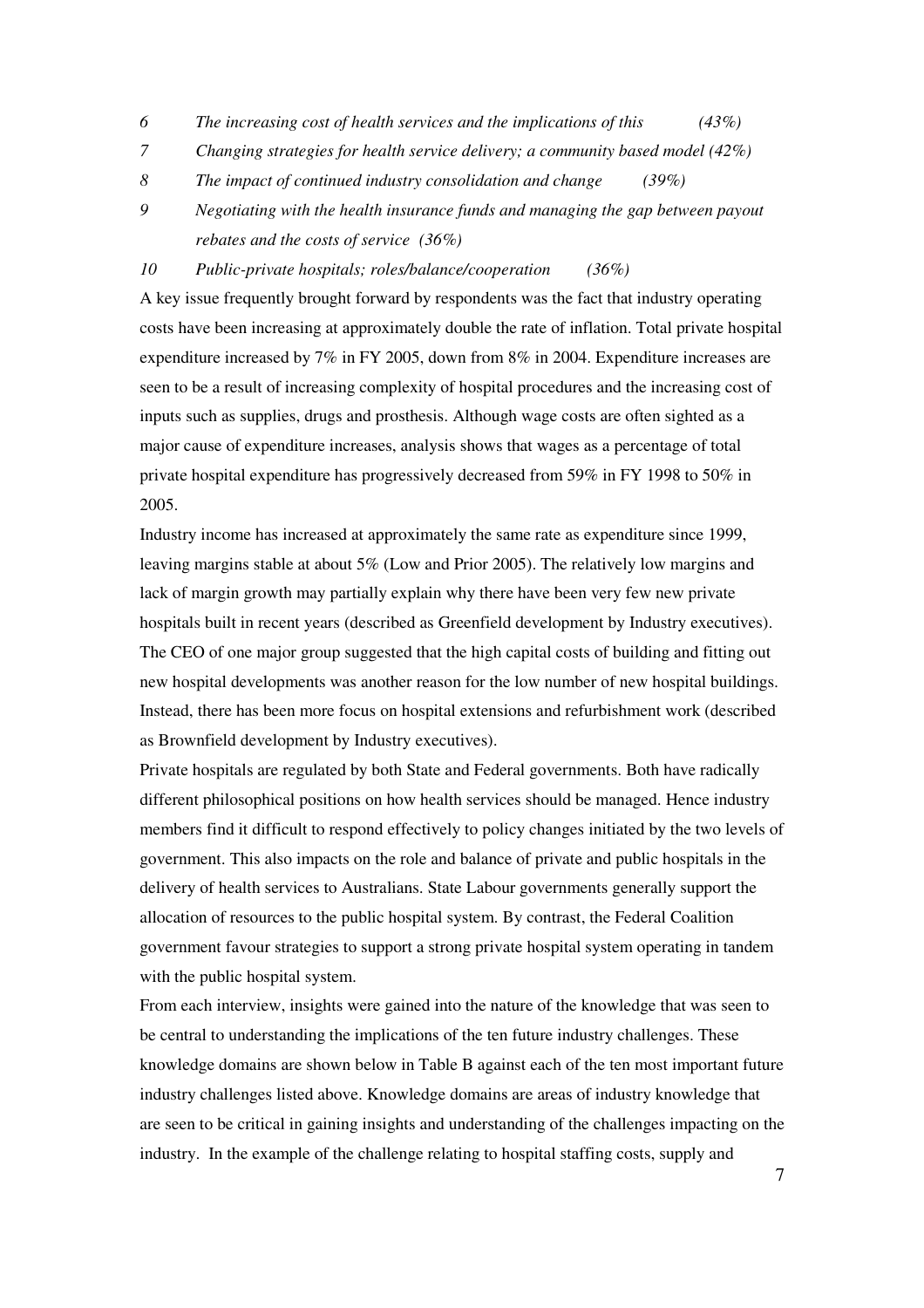*6 The increasing cost of health services and the implications of this (43%)*

*7 Changing strategies for health service delivery; a community based model (42%)*

*8 The impact of continued industry consolidation and change (39%)*

*9 Negotiating with the health insurance funds and managing the gap between payout rebates and the costs of service (36%)*

*10 Public-private hospitals; roles/balance/cooperation (36%)*

A key issue frequently brought forward by respondents was the fact that industry operating costs have been increasing at approximately double the rate of inflation. Total private hospital expenditure increased by 7% in FY 2005, down from 8% in 2004. Expenditure increases are seen to be a result of increasing complexity of hospital procedures and the increasing cost of inputs such as supplies, drugs and prosthesis. Although wage costs are often sighted as a major cause of expenditure increases, analysis shows that wages as a percentage of total private hospital expenditure has progressively decreased from 59% in FY 1998 to 50% in 2005.

Industry income has increased at approximately the same rate as expenditure since 1999, leaving margins stable at about 5% (Low and Prior 2005). The relatively low margins and lack of margin growth may partially explain why there have been very few new private hospitals built in recent years (described as Greenfield development by Industry executives). The CEO of one major group suggested that the high capital costs of building and fitting out new hospital developments was another reason for the low number of new hospital buildings. Instead, there has been more focus on hospital extensions and refurbishment work (described as Brownfield development by Industry executives).

Private hospitals are regulated by both State and Federal governments. Both have radically different philosophical positions on how health services should be managed. Hence industry members find it difficult to respond effectively to policy changes initiated by the two levels of government. This also impacts on the role and balance of private and public hospitals in the delivery of health services to Australians. State Labour governments generally support the allocation of resources to the public hospital system. By contrast, the Federal Coalition government favour strategies to support a strong private hospital system operating in tandem with the public hospital system.

From each interview, insights were gained into the nature of the knowledge that was seen to be central to understanding the implications of the ten future industry challenges. These knowledge domains are shown below in Table B against each of the ten most important future industry challenges listed above. Knowledge domains are areas of industry knowledge that are seen to be critical in gaining insights and understanding of the challenges impacting on the industry. In the example of the challenge relating to hospital staffing costs, supply and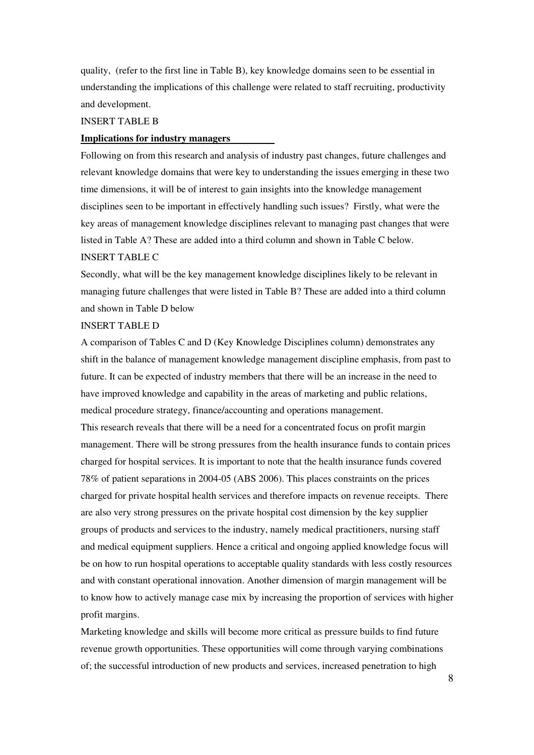quality, (refer to the first line in Table B), key knowledge domains seen to be essential in understanding the implications of this challenge were related to staff recruiting, productivity and development.

INSERT TABLE B

**Implications for industry managers**

Following on from this research and analysis of industry past changes, future challenges and relevant knowledge domains that were key to understanding the issues emerging in these two time dimensions, it will be of interest to gain insights into the knowledge management disciplines seen to be important in effectively handling such issues? Firstly, what were the key areas of management knowledge disciplines relevant to managing past changes that were listed in Table A? These are added into a third column and shown in Table C below.

INSERT TABLE C

Secondly, what will be the key management knowledge disciplines likely to be relevant in managing future challenges that were listed in Table B? These are added into a third column and shown in Table D below

INSERT TABLE D

A comparison of Tables C and D (Key Knowledge Disciplines column) demonstrates any shift in the balance of management knowledge management discipline emphasis, from past to future. It can be expected of industry members that there will be an increase in the need to have improved knowledge and capability in the areas of marketing and public relations, medical procedure strategy, finance/accounting and operations management.

This research reveals that there will be a need for a concentrated focus on profit margin management. There will be strong pressures from the health insurance funds to contain prices charged for hospital services. It is important to note that the health insurance funds covered 78% of patient separations in 2004-05 (ABS 2006). This places constraints on the prices charged for private hospital health services and therefore impacts on revenue receipts. There are also very strong pressures on the private hospital cost dimension by the key supplier groups of products and services to the industry, namely medical practitioners, nursing staff and medical equipment suppliers. Hence a critical and ongoing applied knowledge focus will be on how to run hospital operations to acceptable quality standards with less costly resources and with constant operational innovation. Another dimension of margin management will be to know how to actively manage case mix by increasing the proportion of services with higher profit margins.

Marketing knowledge and skills will become more critical as pressure builds to find future revenue growth opportunities. These opportunities will come through varying combinations of; the successful introduction of new products and services, increased penetration to high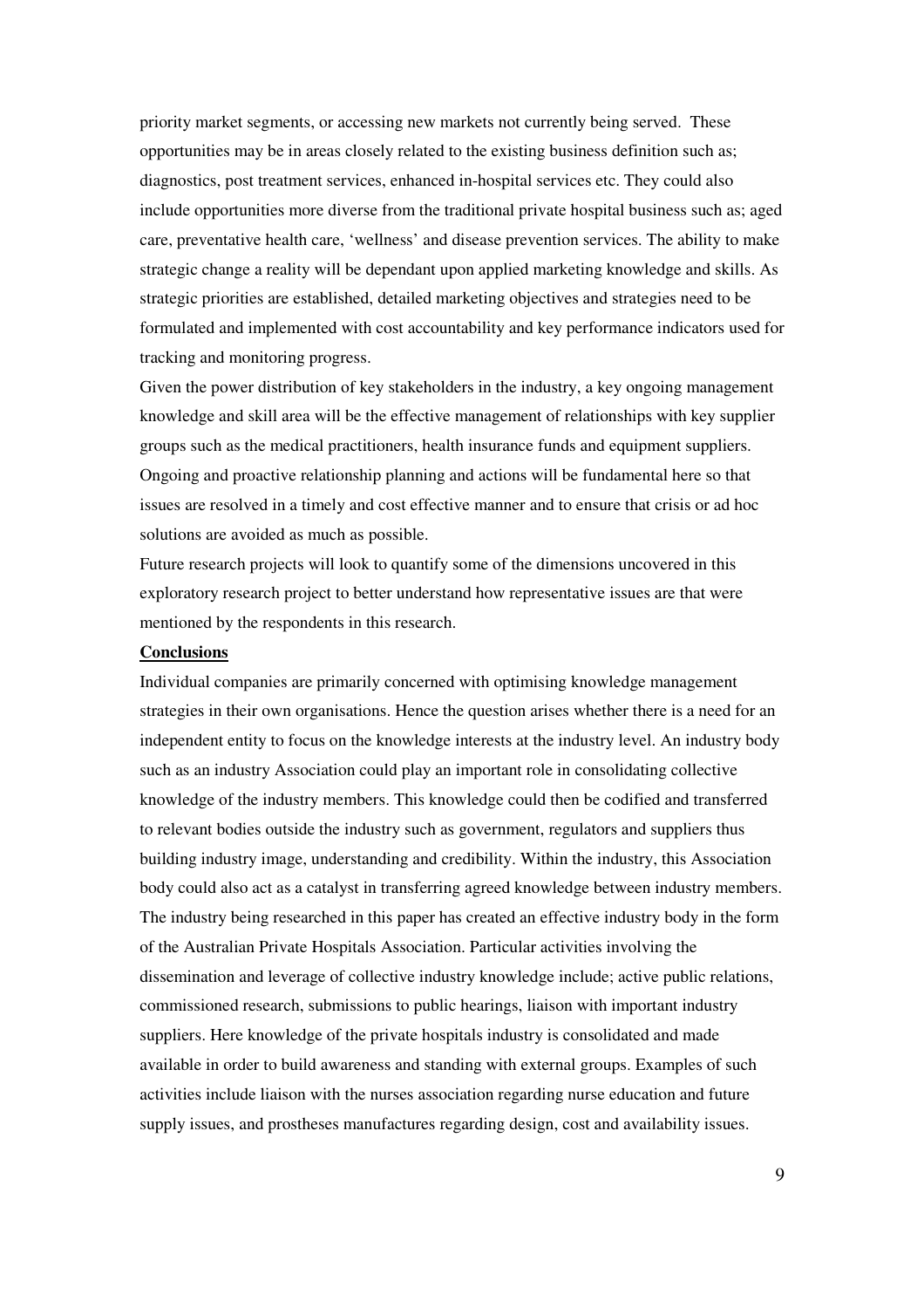priority market segments, or accessing new markets not currently being served. These opportunities may be in areas closely related to the existing business definition such as; diagnostics, post treatment services, enhanced in-hospital services etc. They could also include opportunities more diverse from the traditional private hospital business such as; aged care, preventative health care, 'wellness' and disease prevention services. The ability to make strategic change a reality will be dependant upon applied marketing knowledge and skills. As strategic priorities are established, detailed marketing objectives and strategies need to be formulated and implemented with cost accountability and key performance indicators used for tracking and monitoring progress.

Given the power distribution of key stakeholders in the industry, a key ongoing management knowledge and skill area will be the effective management of relationships with key supplier groups such as the medical practitioners, health insurance funds and equipment suppliers. Ongoing and proactive relationship planning and actions will be fundamental here so that issues are resolved in a timely and cost effective manner and to ensure that crisis or ad hoc solutions are avoided as much as possible.

Future research projects will look to quantify some of the dimensions uncovered in this exploratory research project to better understand how representative issues are that were mentioned by the respondents in this research.

## Conclusions

Individual companies are primarily concerned with optimising knowledge management strategies in their own organisations. Hence the question arises whether there is a need for an independent entity to focus on the knowledge interests at the industry level. An industry body such as an industry Association could play an important role in consolidating collective knowledge of the industry members. This knowledge could then be codified and transferred to relevant bodies outside the industry such as government, regulators and suppliers thus building industry image, understanding and credibility. Within the industry, this Association body could also act as a catalyst in transferring agreed knowledge between industry members. The industry being researched in this paper has created an effective industry body in the form of the Australian Private Hospitals Association. Particular activities involving the dissemination and leverage of collective industry knowledge include; active public relations, commissioned research, submissions to public hearings, liaison with important industry suppliers. Here knowledge of the private hospitals industry is consolidated and made available in order to build awareness and standing with external groups. Examples of such activities include liaison with the nurses association regarding nurse education and future supply issues, and prostheses manufactures regarding design, cost and availability issues.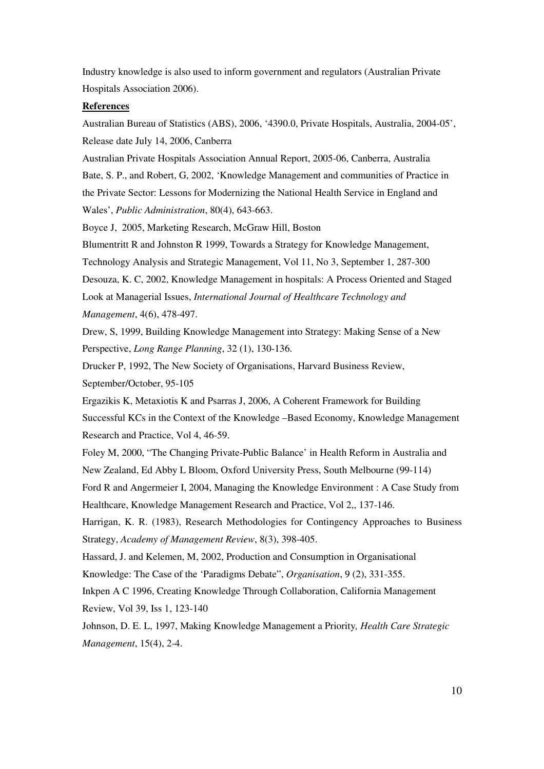Industry knowledge is also used to inform government and regulators (Australian Private Hospitals Association 2006).

**References**

Australian Bureau of Statistics (ABS), 2006, '4390.0, Private Hospitals, Australia, 2004-05', Release date July 14, 2006, Canberra

Australian Private Hospitals Association Annual Report, 2005-06, Canberra, Australia

Bate, S. P., and Robert, G, 2002, 'Knowledge Management and communities of Practice in the Private Sector: Lessons for Modernizing the National Health Service in England and Wales', *Public Administration*, 80(4), 643-663.

Boyce J, 2005, Marketing Research, McGraw Hill, Boston

Blumentritt R and Johnston R 1999, Towards a Strategy for Knowledge Management, Technology Analysis and Strategic Management, Vol 11, No 3, September 1, 287-300

Desouza, K. C, 2002, Knowledge Management in hospitals: A Process Oriented and Staged Look at Managerial Issues, *International Journal of Healthcare Technology and Management*, 4(6), 478-497.

Drew, S, 1999, Building Knowledge Management into Strategy: Making Sense of a New Perspective, *Long Range Planning*, 32 (1), 130-136.

Drucker P, 1992, The New Society of Organisations, Harvard Business Review, September/October, 95-105

Ergazikis K, Metaxiotis K and Psarras J, 2006, A Coherent Framework for Building Successful KCs in the Context of the Knowledge –Based Economy, Knowledge Management Research and Practice, Vol 4, 46-59.

Foley M, 2000, "The Changing Private-Public Balance' in Health Reform in Australia and New Zealand, Ed Abby L Bloom, Oxford University Press, South Melbourne (99-114)

Ford R and Angermeier I, 2004, Managing the Knowledge Environment : A Case Study from Healthcare, Knowledge Management Research and Practice, Vol 2,, 137-146.

Harrigan, K. R. (1983), Research Methodologies for Contingency Approaches to Business Strategy, *Academy of Management Review*, 8(3), 398-405.

Hassard, J. and Kelemen, M, 2002, Production and Consumption in Organisational Knowledge: The Case of the 'Paradigms Debate", *Organisation*, 9 (2), 331-355.

Inkpen A C 1996, Creating Knowledge Through Collaboration, California Management Review, Vol 39, Iss 1, 123-140

Johnson, D. E. L, 1997, Making Knowledge Management a Priority*, Health Care Strategic Management*, 15(4), 2-4.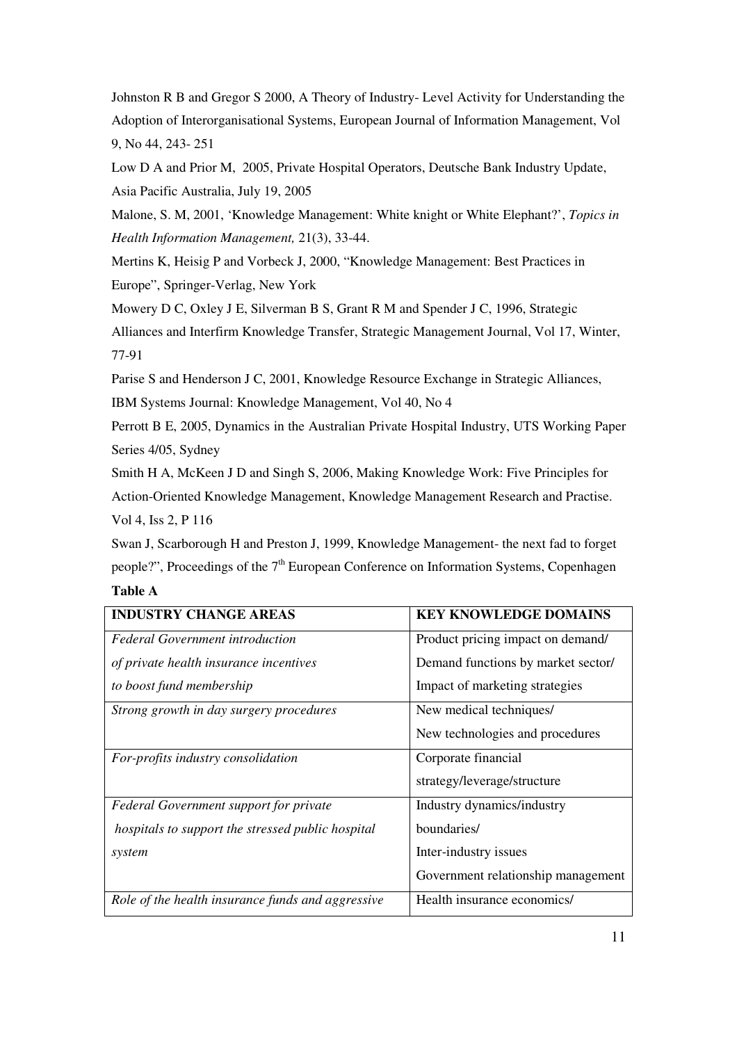Johnston R B and Gregor S 2000, A Theory of Industry- Level Activity for Understanding the Adoption of Interorganisational Systems, European Journal of Information Management, Vol 9, No 44, 243- 251

Low D A and Prior M, 2005, Private Hospital Operators, Deutsche Bank Industry Update, Asia Pacific Australia, July 19, 2005

Malone, S. M, 2001, 'Knowledge Management: White knight or White Elephant?', *Topics in Health Information Management,* 21(3), 33-44.

Mertins K, Heisig P and Vorbeck J, 2000, "Knowledge Management: Best Practices in Europe", Springer-Verlag, New York

Mowery D C, Oxley J E, Silverman B S, Grant R M and Spender J C, 1996, Strategic Alliances and Interfirm Knowledge Transfer, Strategic Management Journal, Vol 17, Winter, 77-91

Parise S and Henderson J C, 2001, Knowledge Resource Exchange in Strategic Alliances, IBM Systems Journal: Knowledge Management, Vol 40, No 4

Perrott B E, 2005, Dynamics in the Australian Private Hospital Industry, UTS Working Paper Series 4/05, Sydney

Smith H A, McKeen J D and Singh S, 2006, Making Knowledge Work: Five Principles for Action-Oriented Knowledge Management, Knowledge Management Research and Practise. Vol 4, Iss 2, P 116

Swan J, Scarborough H and Preston J, 1999, Knowledge Management- the next fad to forget people?", Proceedings of the 7th European Conference on Information Systems, Copenhagen

**Table A**

| INDUSTRY CHANGE AREAS | KEY KNOWLEDGE DOMAINS |
|---|---|
| *Federal Government introduction of private health insurance incentives to boost fund membership* | Product pricing impact on demand/ Demand functions by market sector/ Impact of marketing strategies |
| *Strong growth in day surgery procedures* | New medical techniques/ New technologies and procedures |
| *For-profits industry consolidation* | Corporate financial strategy/leverage/structure |
| *Federal Government support for private hospitals to support the stressed public hospital system* | Industry dynamics/industry boundaries/ Inter-industry issues Government relationship management |
| *Role of the health insurance funds and aggressive* | Health insurance economics/ |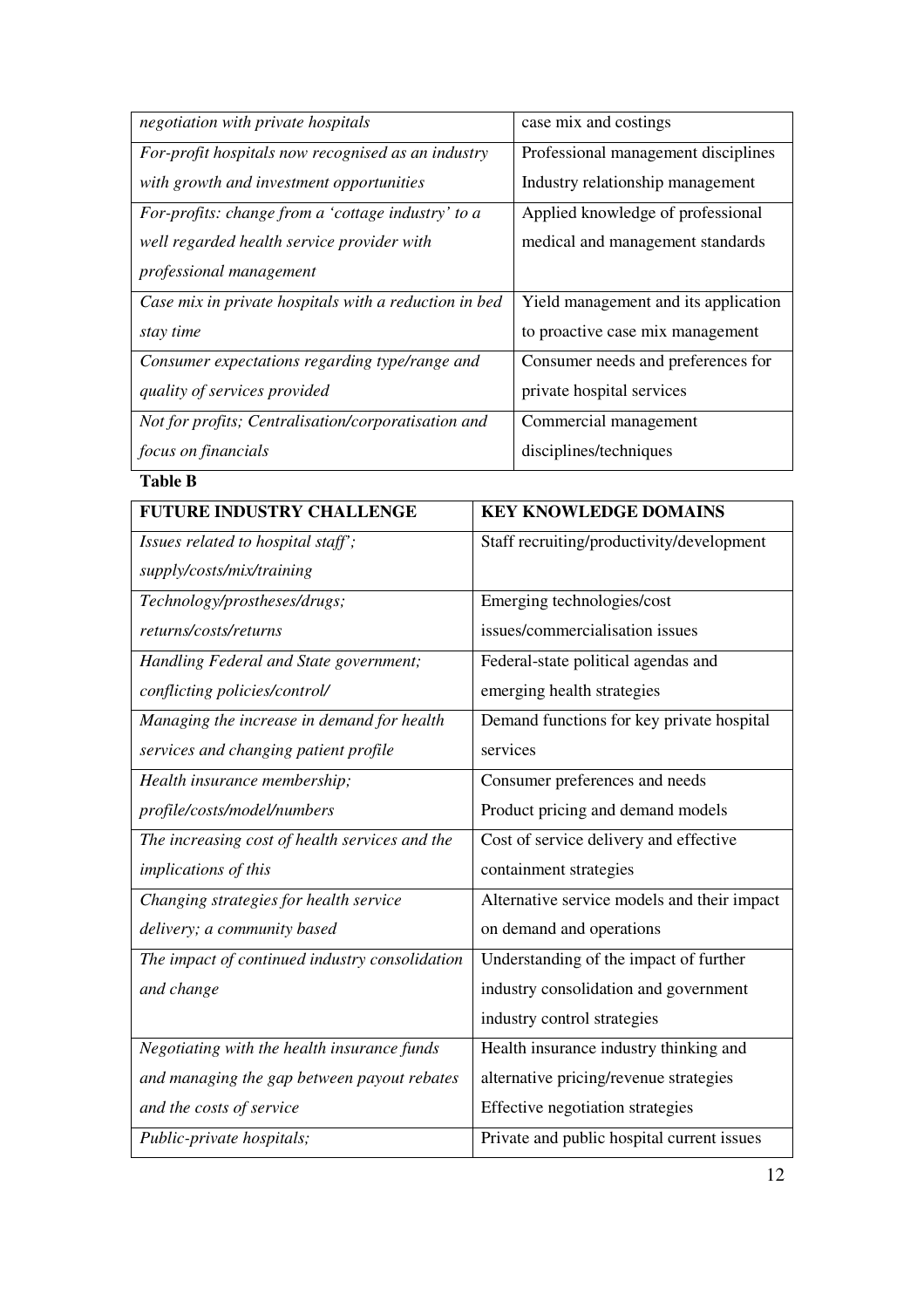| | |
|---|---|
| *negotiation with private hospitals* | case mix and costings |
| *For-profit hospitals now recognised as an industry with growth and investment opportunities* | Professional management disciplines Industry relationship management |
| *For-profits: change from a 'cottage industry' to a well regarded health service provider with professional management* | Applied knowledge of professional medical and management standards |
| *Case mix in private hospitals with a reduction in bed stay time* | Yield management and its application to proactive case mix management |
| *Consumer expectations regarding type/range and quality of services provided* | Consumer needs and preferences for private hospital services |
| *Not for profits; Centralisation/corporatisation and focus on financials* | Commercial management disciplines/techniques |

**Table B**

| FUTURE INDUSTRY CHALLENGE | KEY KNOWLEDGE DOMAINS |
|---|---|
| *Issues related to hospital staff'; supply/costs/mix/training* | Staff recruiting/productivity/development |
| *Technology/prostheses/drugs; returns/costs/returns* | Emerging technologies/cost issues/commercialisation issues |
| *Handling Federal and State government; conflicting policies/control/* | Federal-state political agendas and emerging health strategies |
| *Managing the increase in demand for health services and changing patient profile* | Demand functions for key private hospital services |
| *Health insurance membership; profile/costs/model/numbers* | Consumer preferences and needs Product pricing and demand models |
| *The increasing cost of health services and the implications of this* | Cost of service delivery and effective containment strategies |
| *Changing strategies for health service delivery; a community based* | Alternative service models and their impact on demand and operations |
| *The impact of continued industry consolidation and change* | Understanding of the impact of further industry consolidation and government industry control strategies |
| *Negotiating with the health insurance funds and managing the gap between payout rebates and the costs of service* | Health insurance industry thinking and alternative pricing/revenue strategies Effective negotiation strategies |
| *Public-private hospitals;* | Private and public hospital current issues |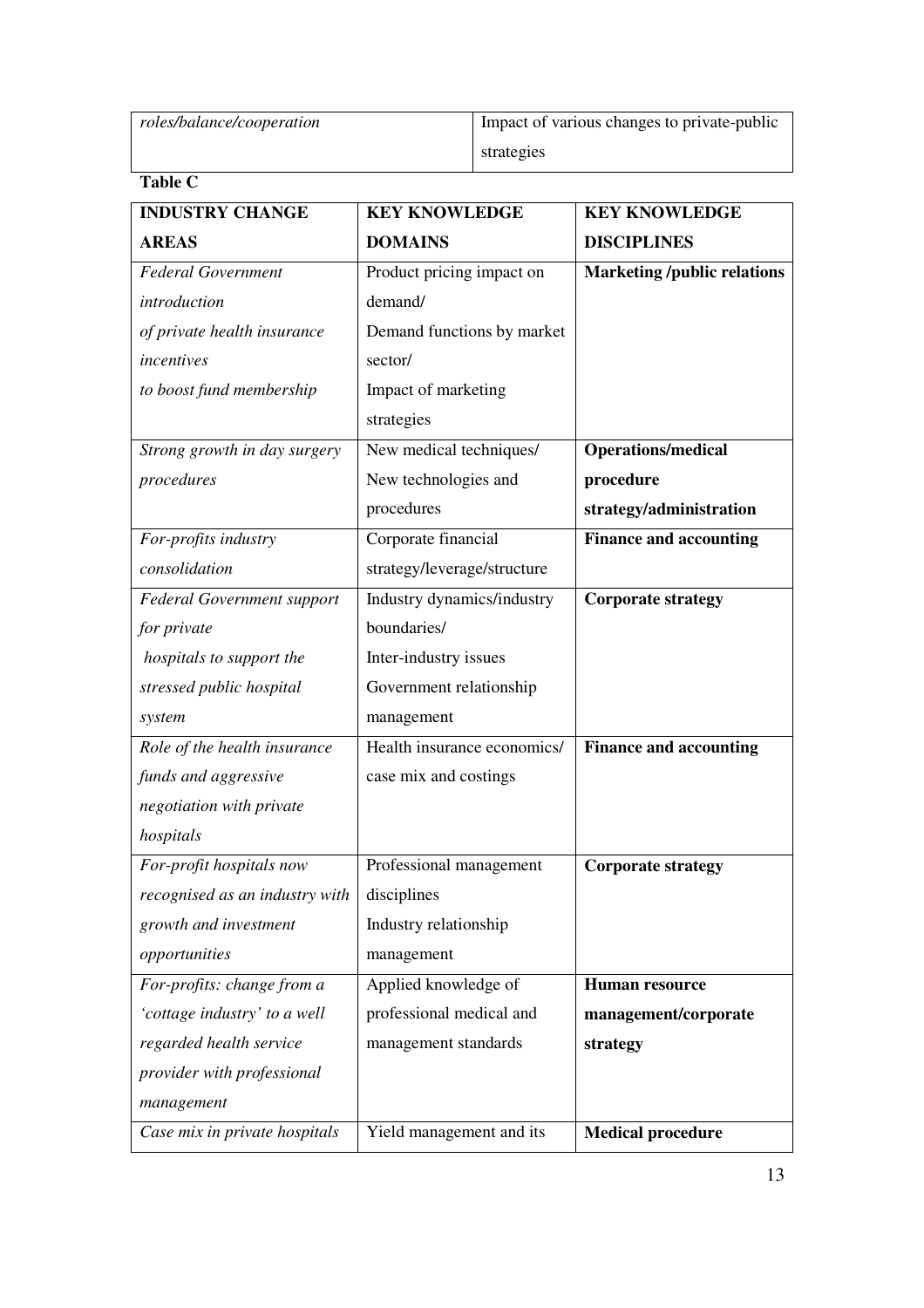| | |
|---|---|
| *roles/balance/cooperation* | Impact of various changes to private-public strategies |

**Table C**

| **INDUSTRY CHANGE AREAS** | **KEY KNOWLEDGE DOMAINS** | **KEY KNOWLEDGE DISCIPLINES** |
|---|---|---|
| *Federal Government introduction of private health insurance incentives to boost fund membership* | Product pricing impact on demand/ Demand functions by market sector/ Impact of marketing strategies | **Marketing /public relations** |
| *Strong growth in day surgery procedures* | New medical techniques/ New technologies and procedures | **Operations/medical procedure strategy/administration** |
| *For-profits industry consolidation* | Corporate financial strategy/leverage/structure | **Finance and accounting** |
| *Federal Government support for private hospitals to support the stressed public hospital system* | Industry dynamics/industry boundaries/ Inter-industry issues Government relationship management | **Corporate strategy** |
| *Role of the health insurance funds and aggressive negotiation with private hospitals* | Health insurance economics/ case mix and costings | **Finance and accounting** |
| *For-profit hospitals now recognised as an industry with growth and investment opportunities* | Professional management disciplines Industry relationship management | **Corporate strategy** |
| *For-profits: change from a 'cottage industry' to a well regarded health service provider with professional management* | Applied knowledge of professional medical and management standards | **Human resource management/corporate strategy** |
| *Case mix in private hospitals* | Yield management and its | **Medical procedure** |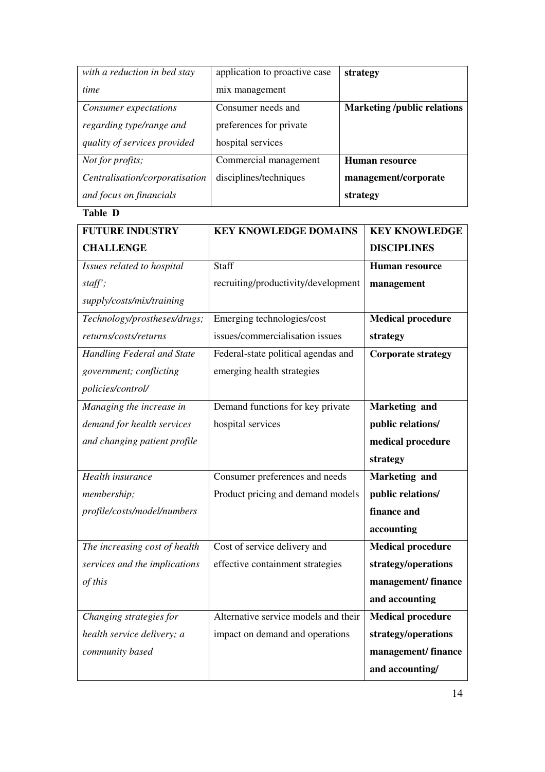| *with a reduction in bed stay time* | application to proactive case mix management | **strategy** |
|---|---|---|
| *Consumer expectations regarding type/range and quality of services provided* | Consumer needs and preferences for private hospital services | **Marketing /public relations** |
| *Not for profits; Centralisation/corporatisation and focus on financials* | Commercial management disciplines/techniques | **Human resource management/corporate strategy** |

**Table D**

| **FUTURE INDUSTRY CHALLENGE** | **KEY KNOWLEDGE DOMAINS** | **KEY KNOWLEDGE DISCIPLINES** |
|---|---|---|
| *Issues related to hospital staff'; supply/costs/mix/training* | Staff recruiting/productivity/development | **Human resource management** |
| *Technology/prostheses/drugs; returns/costs/returns* | Emerging technologies/cost issues/commercialisation issues | **Medical procedure strategy** |
| *Handling Federal and State government; conflicting policies/control/* | Federal-state political agendas and emerging health strategies | **Corporate strategy** |
| *Managing the increase in demand for health services and changing patient profile* | Demand functions for key private hospital services | **Marketing and public relations/ medical procedure strategy** |
| *Health insurance membership; profile/costs/model/numbers* | Consumer preferences and needs Product pricing and demand models | **Marketing and public relations/ finance and accounting** |
| *The increasing cost of health services and the implications of this* | Cost of service delivery and effective containment strategies | **Medical procedure strategy/operations management/ finance and accounting** |
| *Changing strategies for health service delivery; a community based* | Alternative service models and their impact on demand and operations | **Medical procedure strategy/operations management/ finance and accounting/** |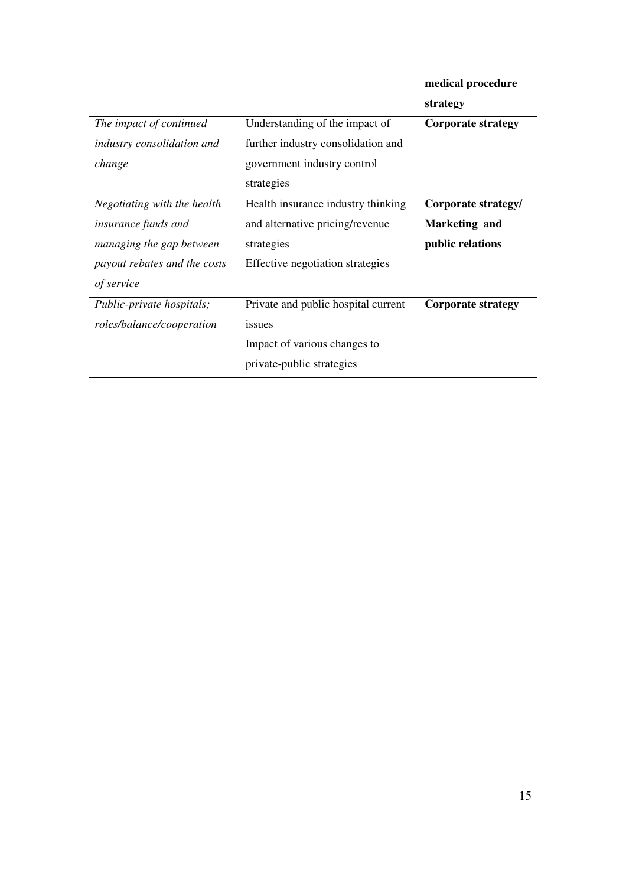| | | |
|---|---|---|
| | | **medical procedure strategy** |
| *The impact of continued industry consolidation and change* | Understanding of the impact of further industry consolidation and government industry control strategies | **Corporate strategy** |
| *Negotiating with the health insurance funds and managing the gap between payout rebates and the costs of service* | Health insurance industry thinking and alternative pricing/revenue strategies<br>Effective negotiation strategies | **Corporate strategy/ Marketing and public relations** |
| *Public-private hospitals; roles/balance/cooperation* | Private and public hospital current issues<br>Impact of various changes to private-public strategies | **Corporate strategy** |